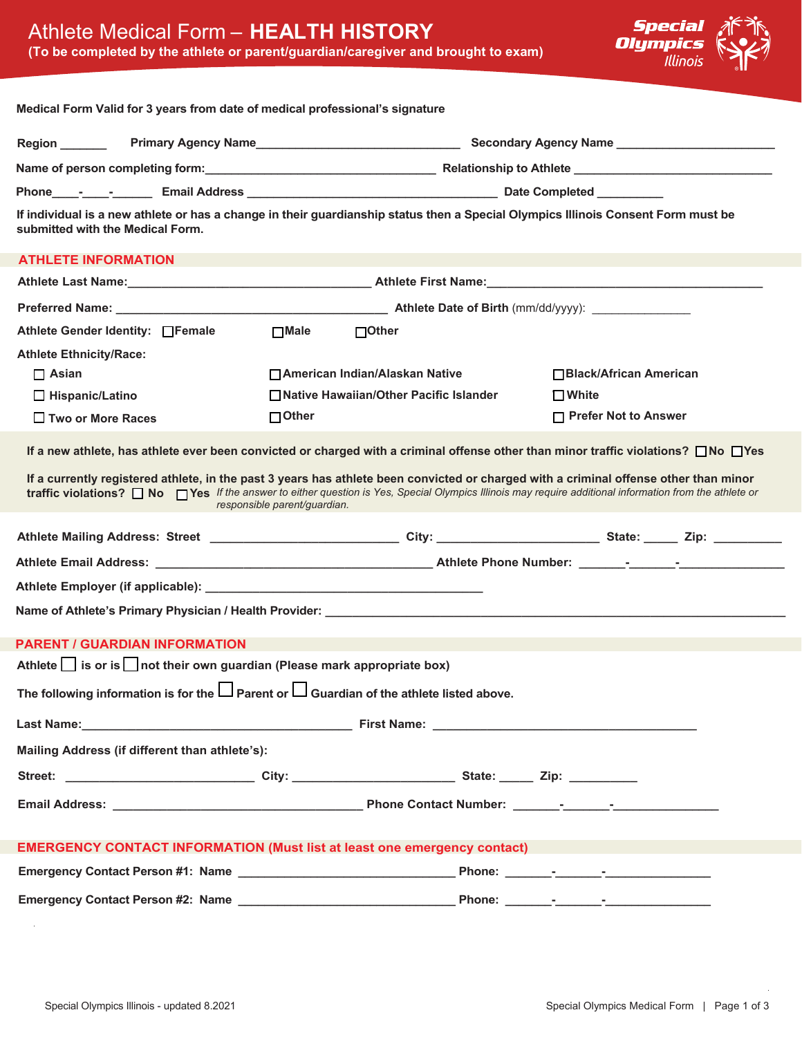# Athlete Medical Form – **HEALTH HISTORY**

**(To be completed by the athlete or parent/guardian/caregiver and brought to exam)**

Special Olympics Illinois

**Medical Form Valid for 3 years from date of medical professional's signature**

**Region** _______ **Primary Agency Name**______________________________ **Secondary Agency Name** _______________________

**Name of person completing form:**__________________________________ **Relationship to Athlete** _____________________________

**Phone**____-____-______ **Email Address** ______________________________________ **Date Completed** __________

**If individual is a new athlete or has a change in their guardianship status then a Special Olympics Illinois Consent Form must be submitted with the Medical Form.**

## ATHLETE INFORMATION

**Athlete Last Name:**____________________________________ **Athlete First Name:**__________________________________________

**Preferred Name:** _________________________________________ **Athlete Date of Birth** (mm/dd/yyyy): _______________

**Athlete Gender Identity:** ☐ Female ☐ Male ☐ Other

**Athlete Ethnicity/Race:**

☐ Asian ☐ American Indian/Alaskan Native ☐ Black/African American

☐ Hispanic/Latino ☐ Native Hawaiian/Other Pacific Islander ☐ White

☐ Two or More Races ☐ Other ☐ Prefer Not to Answer

**If a new athlete, has athlete ever been convicted or charged with a criminal offense other than minor traffic violations?** ☐ No ☐ Yes

**If a currently registered athlete, in the past 3 years has athlete been convicted or charged with a criminal offense other than minor traffic violations?** ☐ No ☐ Yes *If the answer to either question is Yes, Special Olympics Illinois may require additional information from the athlete or responsible parent/guardian.*

**Athlete Mailing Address: Street** ____________________________ **City:** ________________________ **State:** _____ **Zip:** __________

**Athlete Email Address:** _________________________________________ **Athlete Phone Number:** _______-_______-_______________

**Athlete Employer (if applicable):** _________________________________________

**Name of Athlete's Primary Physician / Health Provider:** ______________________________________________________________________

## PARENT / GUARDIAN INFORMATION

**Athlete** ☐ **is or is** ☐ **not their own guardian (Please mark appropriate box)**

**The following information is for the** ☐ **Parent or** ☐ **Guardian of the athlete listed above.**

**Last Name:**________________________________________ **First Name:** ________________________________________

**Mailing Address (if different than athlete's):**

**Street:** ____________________________ **City:** ________________________ **State:** _____ **Zip:** __________

**Email Address:** _____________________________________ **Phone Contact Number:** _______-_______-_______________

## EMERGENCY CONTACT INFORMATION (Must list at least one emergency contact)

**Emergency Contact Person #1: Name** ________________________________ **Phone:** _______-_______-_______________

**Emergency Contact Person #2: Name** ________________________________ **Phone:** _______-_______-_______________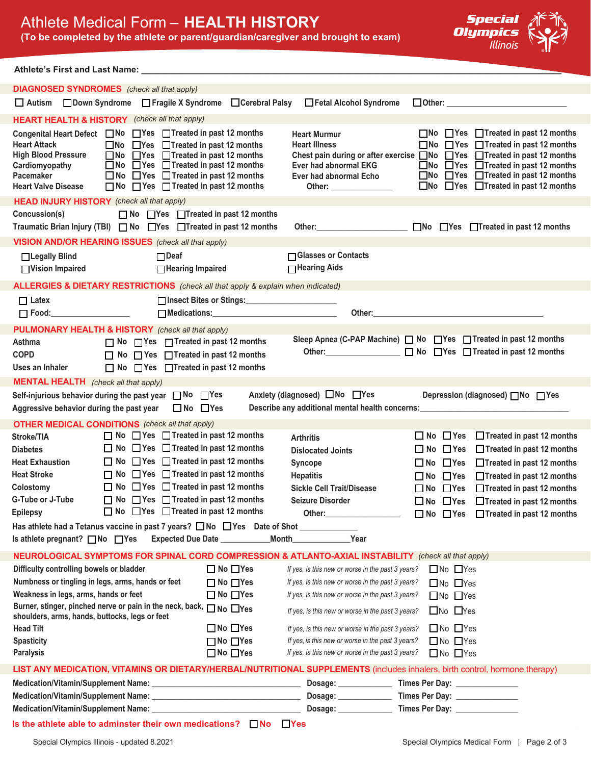# Athlete Medical Form – **HEALTH HISTORY**

**(To be completed by the athlete or parent/guardian/caregiver and brought to exam)**

Special Olympics Illinois

**Athlete's First and Last Name:** ______________________________________________

## DIAGNOSED SYNDROMES *(check all that apply)*

☐ Autism ☐ Down Syndrome ☐ Fragile X Syndrome ☐ Cerebral Palsy ☐ Fetal Alcohol Syndrome ☐ Other: ____________

## HEART HEALTH & HISTORY *(check all that apply)*

| Condition | | | | Condition | | | |
|---|---|---|---|---|---|---|---|
| Congenital Heart Defect | ☐No | ☐Yes | ☐Treated in past 12 months | Heart Murmur | ☐No | ☐Yes | ☐Treated in past 12 months |
| Heart Attack | ☐No | ☐Yes | ☐Treated in past 12 months | Heart Illness | ☐No | ☐Yes | ☐Treated in past 12 months |
| High Blood Pressure | ☐No | ☐Yes | ☐Treated in past 12 months | Chest pain during or after exercise | ☐No | ☐Yes | ☐Treated in past 12 months |
| Cardiomyopathy | ☐No | ☐Yes | ☐Treated in past 12 months | Ever had abnormal EKG | ☐No | ☐Yes | ☐Treated in past 12 months |
| Pacemaker | ☐No | ☐Yes | ☐Treated in past 12 months | Ever had abnormal Echo | ☐No | ☐Yes | ☐Treated in past 12 months |
| Heart Valve Disease | ☐No | ☐Yes | ☐Treated in past 12 months | Other: ____________ | ☐No | ☐Yes | ☐Treated in past 12 months |

## HEAD INJURY HISTORY *(check all that apply)*

| Condition | | | | Condition | | | |
|---|---|---|---|---|---|---|---|
| Concussion(s) | ☐ No | ☐Yes | ☐Treated in past 12 months | | | | |
| Traumatic Brian Injury (TBI) | ☐ No | ☐Yes | ☐Treated in past 12 months | Other: ____________ | ☐No | ☐Yes | ☐Treated in past 12 months |

## VISION AND/OR HEARING ISSUES *(check all that apply)*

☐Legally Blind ☐Deaf ☐Glasses or Contacts

☐Vision Impaired ☐Hearing Impaired ☐Hearing Aids

## ALLERGIES & DIETARY RESTRICTIONS *(check all that apply & explain when indicated)*

☐ Latex ☐Insect Bites or Stings: ____________

☐ Food: ____________ ☐Medications: ____________ Other: ____________

## PULMONARY HEALTH & HISTORY *(check all that apply)*

| Condition | | | | Condition | | | |
|---|---|---|---|---|---|---|---|
| Asthma | ☐ No | ☐Yes | ☐Treated in past 12 months | Sleep Apnea (C-PAP Machine) | ☐ No | ☐Yes | ☐Treated in past 12 months |
| COPD | ☐ No | ☐Yes | ☐Treated in past 12 months | Other: ____________ | ☐ No | ☐Yes | ☐Treated in past 12 months |
| Uses an Inhaler | ☐ No | ☐Yes | ☐Treated in past 12 months | | | | |

## MENTAL HEALTH *(check all that apply)*

Self-injurious behavior during the past year ☐No ☐Yes Anxiety (diagnosed) ☐No ☐Yes Depression (diagnosed) ☐No ☐Yes

Aggressive behavior during the past year ☐No ☐Yes Describe any additional mental health concerns: ____________

## OTHER MEDICAL CONDITIONS *(check all that apply)*

| Condition | | | | Condition | | | |
|---|---|---|---|---|---|---|---|
| Stroke/TIA | ☐ No | ☐Yes | ☐Treated in past 12 months | Arthritis | ☐ No | ☐Yes | ☐Treated in past 12 months |
| Diabetes | ☐ No | ☐Yes | ☐Treated in past 12 months | Dislocated Joints | ☐ No | ☐Yes | ☐Treated in past 12 months |
| Heat Exhaustion | ☐ No | ☐Yes | ☐Treated in past 12 months | Syncope | ☐ No | ☐Yes | ☐Treated in past 12 months |
| Heat Stroke | ☐ No | ☐Yes | ☐Treated in past 12 months | Hepatitis | ☐ No | ☐Yes | ☐Treated in past 12 months |
| Colostomy | ☐ No | ☐Yes | ☐Treated in past 12 months | Sickle Cell Trait/Disease | ☐ No | ☐Yes | ☐Treated in past 12 months |
| G-Tube or J-Tube | ☐ No | ☐Yes | ☐Treated in past 12 months | Seizure Disorder | ☐ No | ☐Yes | ☐Treated in past 12 months |
| Epilepsy | ☐ No | ☐Yes | ☐Treated in past 12 months | Other: ____________ | ☐ No | ☐Yes | ☐Treated in past 12 months |

Has athlete had a Tetanus vaccine in past 7 years? ☐No ☐Yes Date of Shot ____________

Is athlete pregnant? ☐No ☐Yes Expected Due Date ____________Month____________Year

## NEUROLOGICAL SYMPTOMS FOR SPINAL CORD COMPRESSION & ATLANTO-AXIAL INSTABILITY *(check all that apply)*

| Symptom | | | | | |
|---|---|---|---|---|---|
| Difficulty controlling bowels or bladder | ☐ No | ☐Yes | *If yes, is this new or worse in the past 3 years?* | ☐No | ☐Yes |
| Numbness or tingling in legs, arms, hands or feet | ☐ No | ☐Yes | *If yes, is this new or worse in the past 3 years?* | ☐No | ☐Yes |
| Weakness in legs, arms, hands or feet | ☐ No | ☐Yes | *If yes, is this new or worse in the past 3 years?* | ☐No | ☐Yes |
| Burner, stinger, pinched nerve or pain in the neck, back, shoulders, arms, hands, buttocks, legs or feet | ☐ No | ☐Yes | *If yes, is this new or worse in the past 3 years?* | ☐No | ☐Yes |
| Head Tilt | ☐ No | ☐Yes | *If yes, is this new or worse in the past 3 years?* | ☐No | ☐Yes |
| Spasticity | ☐ No | ☐Yes | *If yes, is this new or worse in the past 3 years?* | ☐No | ☐Yes |
| Paralysis | ☐ No | ☐Yes | *If yes, is this new or worse in the past 3 years?* | ☐No | ☐Yes |

## LIST ANY MEDICATION, VITAMINS OR DIETARY/HERBAL/NUTRITIONAL SUPPLEMENTS (includes inhalers, birth control, hormone therapy)

Medication/Vitamin/Supplement Name: ____________ Dosage: ____________ Times Per Day: ____________

Medication/Vitamin/Supplement Name: ____________ Dosage: ____________ Times Per Day: ____________

Medication/Vitamin/Supplement Name: ____________ Dosage: ____________ Times Per Day: ____________

**Is the athlete able to adminster their own medications?** ☐No ☐Yes

Special Olympics Illinois - updated 8.2021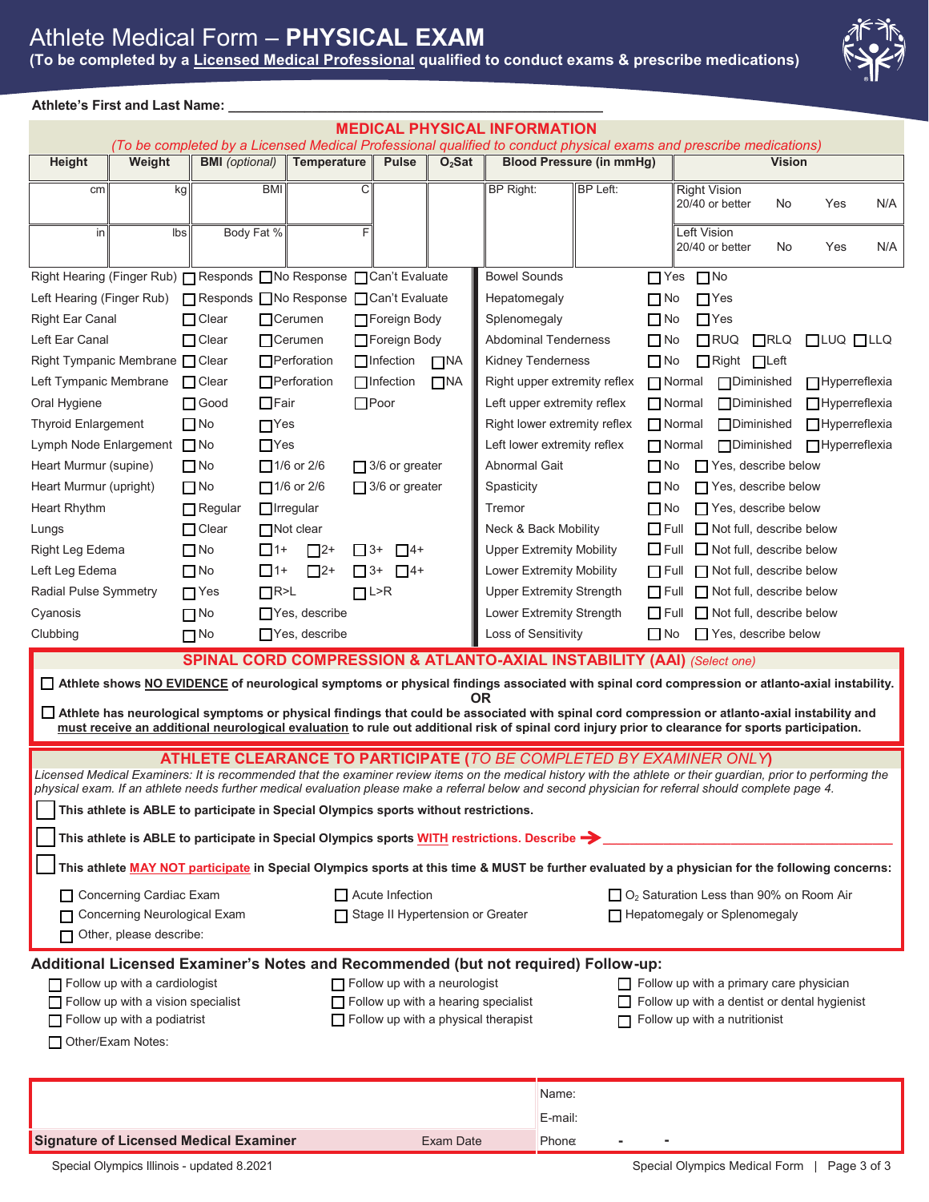# Athlete Medical Form – **PHYSICAL EXAM**

**(To be completed by a Licensed Medical Professional qualified to conduct exams & prescribe medications)**

**Athlete's First and Last Name:** ___________________________________________

## MEDICAL PHYSICAL INFORMATION

*(To be completed by a Licensed Medical Professional qualified to conduct physical exams and prescribe medications)*

| Height | Weight | BMI *(optional)* | Temperature | Pulse | $O_2$Sat | Blood Pressure (in mmHg) | | Vision |
|---|---|---|---|---|---|---|---|---|
| cm | kg | BMI | C | | | BP Right: | BP Left: | Right Vision 20/40 or better No Yes N/A |
| in | lbs | Body Fat % | F | | | | | Left Vision 20/40 or better No Yes N/A |

| | |
|---|---|
| Right Hearing (Finger Rub) | ☐ Responds ☐ No Response ☐ Can't Evaluate |
| Left Hearing (Finger Rub) | ☐ Responds ☐ No Response ☐ Can't Evaluate |
| Right Ear Canal | ☐ Clear ☐ Cerumen ☐ Foreign Body |
| Left Ear Canal | ☐ Clear ☐ Cerumen ☐ Foreign Body |
| Right Tympanic Membrane | ☐ Clear ☐ Perforation ☐ Infection ☐ NA |
| Left Tympanic Membrane | ☐ Clear ☐ Perforation ☐ Infection ☐ NA |
| Oral Hygiene | ☐ Good ☐ Fair ☐ Poor |
| Thyroid Enlargement | ☐ No ☐ Yes |
| Lymph Node Enlargement | ☐ No ☐ Yes |
| Heart Murmur (supine) | ☐ No ☐ 1/6 or 2/6 ☐ 3/6 or greater |
| Heart Murmur (upright) | ☐ No ☐ 1/6 or 2/6 ☐ 3/6 or greater |
| Heart Rhythm | ☐ Regular ☐ Irregular |
| Lungs | ☐ Clear ☐ Not clear |
| Right Leg Edema | ☐ No ☐ 1+ ☐ 2+ ☐ 3+ ☐ 4+ |
| Left Leg Edema | ☐ No ☐ 1+ ☐ 2+ ☐ 3+ ☐ 4+ |
| Radial Pulse Symmetry | ☐ Yes ☐ R>L ☐ L>R |
| Cyanosis | ☐ No ☐ Yes, describe |
| Clubbing | ☐ No ☐ Yes, describe |
| Bowel Sounds | ☐ Yes ☐ No |
| Hepatomegaly | ☐ No ☐ Yes |
| Splenomegaly | ☐ No ☐ Yes |
| Abdominal Tenderness | ☐ No ☐ RUQ ☐ RLQ ☐ LUQ ☐ LLQ |
| Kidney Tenderness | ☐ No ☐ Right ☐ Left |
| Right upper extremity reflex | ☐ Normal ☐ Diminished ☐ Hyperreflexia |
| Left upper extremity reflex | ☐ Normal ☐ Diminished ☐ Hyperreflexia |
| Right lower extremity reflex | ☐ Normal ☐ Diminished ☐ Hyperreflexia |
| Left lower extremity reflex | ☐ Normal ☐ Diminished ☐ Hyperreflexia |
| Abnormal Gait | ☐ No ☐ Yes, describe below |
| Spasticity | ☐ No ☐ Yes, describe below |
| Tremor | ☐ No ☐ Yes, describe below |
| Neck & Back Mobility | ☐ Full ☐ Not full, describe below |
| Upper Extremity Mobility | ☐ Full ☐ Not full, describe below |
| Lower Extremity Mobility | ☐ Full ☐ Not full, describe below |
| Upper Extremity Strength | ☐ Full ☐ Not full, describe below |
| Lower Extremity Strength | ☐ Full ☐ Not full, describe below |
| Loss of Sensitivity | ☐ No ☐ Yes, describe below |

## SPINAL CORD COMPRESSION & ATLANTO-AXIAL INSTABILITY (AAI) *(Select one)*

☐ **Athlete shows NO EVIDENCE of neurological symptoms or physical findings associated with spinal cord compression or atlanto-axial instability.**

**OR**

☐ **Athlete has neurological symptoms or physical findings that could be associated with spinal cord compression or atlanto-axial instability and must receive an additional neurological evaluation to rule out additional risk of spinal cord injury prior to clearance for sports participation.**

## ATHLETE CLEARANCE TO PARTICIPATE (*TO BE COMPLETED BY EXAMINER ONLY*)

*Licensed Medical Examiners: It is recommended that the examiner review items on the medical history with the athlete or their guardian, prior to performing the physical exam. If an athlete needs further medical evaluation please make a referral below and second physician for referral should complete page 4.*

☐ **This athlete is ABLE to participate in Special Olympics sports without restrictions.**

☐ **This athlete is ABLE to participate in Special Olympics sports WITH restrictions. Describe →** ___________________________

☐ **This athlete MAY NOT participate in Special Olympics sports at this time & MUST be further evaluated by a physician for the following concerns:**

- ☐ Concerning Cardiac Exam
- ☐ Concerning Neurological Exam
- ☐ Other, please describe:
- ☐ Acute Infection
- ☐ Stage II Hypertension or Greater
- ☐ $O_2$ Saturation Less than 90% on Room Air
- ☐ Hepatomegaly or Splenomegaly

## Additional Licensed Examiner's Notes and Recommended (but not required) Follow-up:

- ☐ Follow up with a cardiologist
- ☐ Follow up with a vision specialist
- ☐ Follow up with a podiatrist
- ☐ Follow up with a neurologist
- ☐ Follow up with a hearing specialist
- ☐ Follow up with a physical therapist
- ☐ Follow up with a primary care physician
- ☐ Follow up with a dentist or dental hygienist
- ☐ Follow up with a nutritionist
- ☐ Other/Exam Notes:

| | | |
|---|---|---|
| | | Name: |
| | | E-mail: |
| **Signature of Licensed Medical Examiner** | Exam Date | Phone - - |

Special Olympics Illinois - updated 8.2021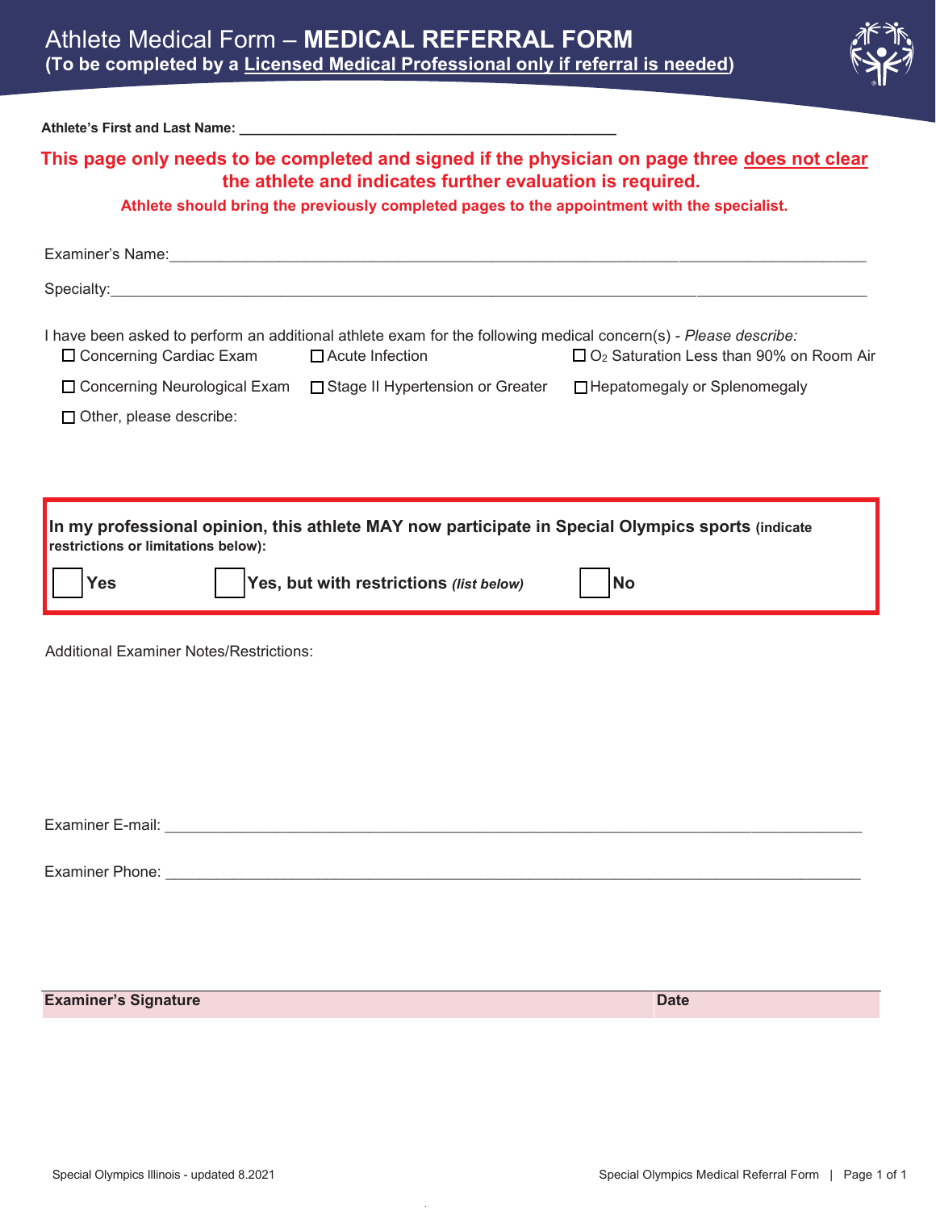# Athlete Medical Form – **MEDICAL REFERRAL FORM**

**(To be completed by a Licensed Medical Professional only if referral is needed)**

**Athlete's First and Last Name:** ______________________________________________

**This page only needs to be completed and signed if the physician on page three does not clear the athlete and indicates further evaluation is required.**

**Athlete should bring the previously completed pages to the appointment with the specialist.**

Examiner's Name:______________________________________________________________________________

Specialty:______________________________________________________________________________

I have been asked to perform an additional athlete exam for the following medical concern(s) - *Please describe:*

- ☐ Concerning Cardiac Exam
- ☐ Acute Infection
- ☐ $O_2$ Saturation Less than 90% on Room Air
- ☐ Concerning Neurological Exam
- ☐ Stage II Hypertension or Greater
- ☐ Hepatomegaly or Splenomegaly
- ☐ Other, please describe:

**In my professional opinion, this athlete MAY now participate in Special Olympics sports (indicate restrictions or limitations below):**

☐ **Yes** ☐ **Yes, but with restrictions *(list below)*** ☐ **No**

Additional Examiner Notes/Restrictions:

Examiner E-mail: ______________________________________________________________________________

Examiner Phone: ______________________________________________________________________________

| **Examiner's Signature** | **Date** |
|---|---|
| | |

Special Olympics Illinois - updated 8.2021